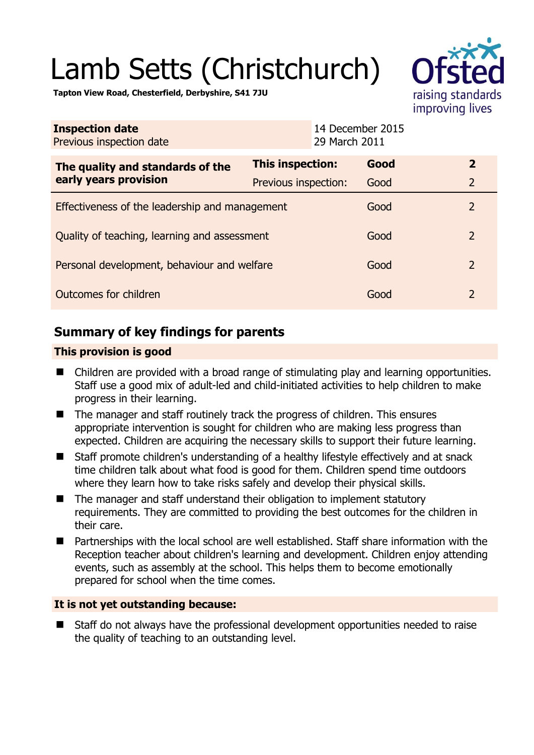# Lamb Setts (Christchurch)

**Tapton View Road, Chesterfield, Derbyshire, S41 7JU**

| **Inspection date** | 14 December 2015 |
|---|---|
| Previous inspection date | 29 March 2011 |

| **The quality and standards of the early years provision** | **This inspection:** | **Good** | **2** |
|---|---|---|---|
| | Previous inspection: | Good | 2 |
| Effectiveness of the leadership and management | | Good | 2 |
| Quality of teaching, learning and assessment | | Good | 2 |
| Personal development, behaviour and welfare | | Good | 2 |
| Outcomes for children | | Good | 2 |

## Summary of key findings for parents

### This provision is good

- Children are provided with a broad range of stimulating play and learning opportunities. Staff use a good mix of adult-led and child-initiated activities to help children to make progress in their learning.
- The manager and staff routinely track the progress of children. This ensures appropriate intervention is sought for children who are making less progress than expected. Children are acquiring the necessary skills to support their future learning.
- Staff promote children's understanding of a healthy lifestyle effectively and at snack time children talk about what food is good for them. Children spend time outdoors where they learn how to take risks safely and develop their physical skills.
- The manager and staff understand their obligation to implement statutory requirements. They are committed to providing the best outcomes for the children in their care.
- Partnerships with the local school are well established. Staff share information with the Reception teacher about children's learning and development. Children enjoy attending events, such as assembly at the school. This helps them to become emotionally prepared for school when the time comes.

### It is not yet outstanding because:

- Staff do not always have the professional development opportunities needed to raise the quality of teaching to an outstanding level.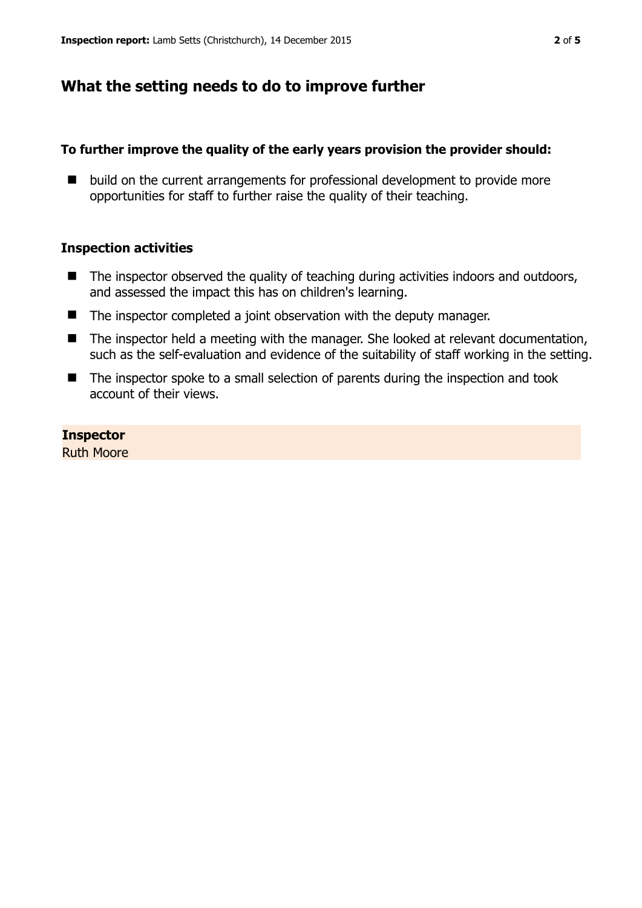## What the setting needs to do to improve further

**To further improve the quality of the early years provision the provider should:**

- build on the current arrangements for professional development to provide more opportunities for staff to further raise the quality of their teaching.

### Inspection activities

- The inspector observed the quality of teaching during activities indoors and outdoors, and assessed the impact this has on children's learning.
- The inspector completed a joint observation with the deputy manager.
- The inspector held a meeting with the manager. She looked at relevant documentation, such as the self-evaluation and evidence of the suitability of staff working in the setting.
- The inspector spoke to a small selection of parents during the inspection and took account of their views.

**Inspector**
Ruth Moore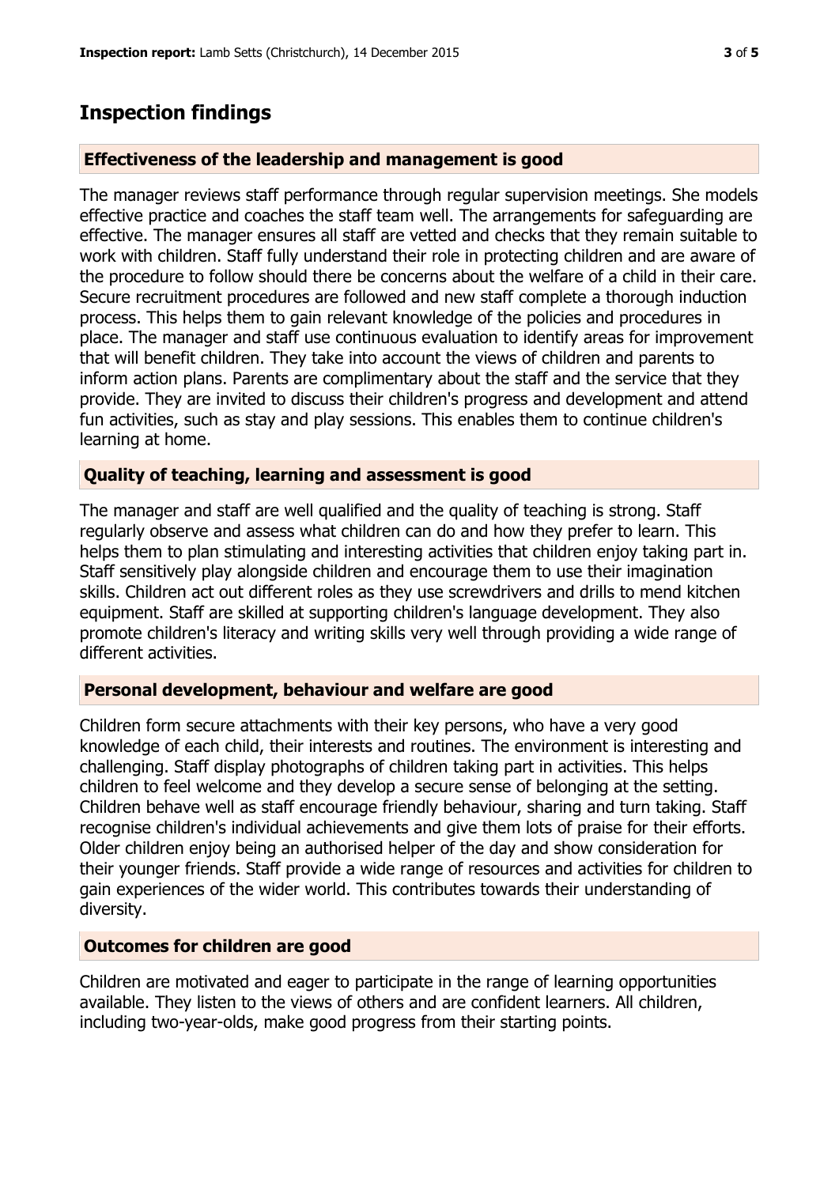# Inspection findings

## Effectiveness of the leadership and management is good

The manager reviews staff performance through regular supervision meetings. She models effective practice and coaches the staff team well. The arrangements for safeguarding are effective. The manager ensures all staff are vetted and checks that they remain suitable to work with children. Staff fully understand their role in protecting children and are aware of the procedure to follow should there be concerns about the welfare of a child in their care. Secure recruitment procedures are followed and new staff complete a thorough induction process. This helps them to gain relevant knowledge of the policies and procedures in place. The manager and staff use continuous evaluation to identify areas for improvement that will benefit children. They take into account the views of children and parents to inform action plans. Parents are complimentary about the staff and the service that they provide. They are invited to discuss their children's progress and development and attend fun activities, such as stay and play sessions. This enables them to continue children's learning at home.

## Quality of teaching, learning and assessment is good

The manager and staff are well qualified and the quality of teaching is strong. Staff regularly observe and assess what children can do and how they prefer to learn. This helps them to plan stimulating and interesting activities that children enjoy taking part in. Staff sensitively play alongside children and encourage them to use their imagination skills. Children act out different roles as they use screwdrivers and drills to mend kitchen equipment. Staff are skilled at supporting children's language development. They also promote children's literacy and writing skills very well through providing a wide range of different activities.

## Personal development, behaviour and welfare are good

Children form secure attachments with their key persons, who have a very good knowledge of each child, their interests and routines. The environment is interesting and challenging. Staff display photographs of children taking part in activities. This helps children to feel welcome and they develop a secure sense of belonging at the setting. Children behave well as staff encourage friendly behaviour, sharing and turn taking. Staff recognise children's individual achievements and give them lots of praise for their efforts. Older children enjoy being an authorised helper of the day and show consideration for their younger friends. Staff provide a wide range of resources and activities for children to gain experiences of the wider world. This contributes towards their understanding of diversity.

## Outcomes for children are good

Children are motivated and eager to participate in the range of learning opportunities available. They listen to the views of others and are confident learners. All children, including two-year-olds, make good progress from their starting points.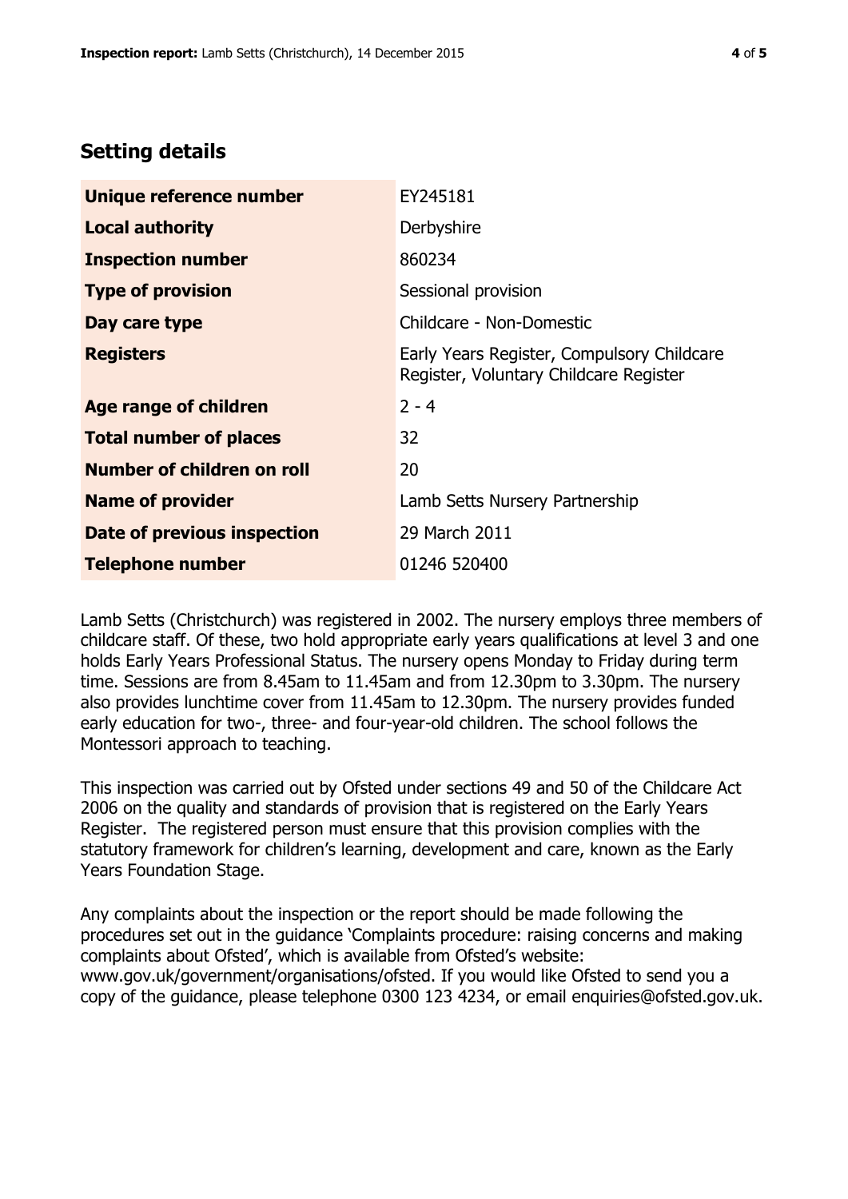## Setting details

| | |
|---|---|
| **Unique reference number** | EY245181 |
| **Local authority** | Derbyshire |
| **Inspection number** | 860234 |
| **Type of provision** | Sessional provision |
| **Day care type** | Childcare - Non-Domestic |
| **Registers** | Early Years Register, Compulsory Childcare Register, Voluntary Childcare Register |
| **Age range of children** | 2 - 4 |
| **Total number of places** | 32 |
| **Number of children on roll** | 20 |
| **Name of provider** | Lamb Setts Nursery Partnership |
| **Date of previous inspection** | 29 March 2011 |
| **Telephone number** | 01246 520400 |

Lamb Setts (Christchurch) was registered in 2002. The nursery employs three members of childcare staff. Of these, two hold appropriate early years qualifications at level 3 and one holds Early Years Professional Status. The nursery opens Monday to Friday during term time. Sessions are from 8.45am to 11.45am and from 12.30pm to 3.30pm. The nursery also provides lunchtime cover from 11.45am to 12.30pm. The nursery provides funded early education for two-, three- and four-year-old children. The school follows the Montessori approach to teaching.

This inspection was carried out by Ofsted under sections 49 and 50 of the Childcare Act 2006 on the quality and standards of provision that is registered on the Early Years Register. The registered person must ensure that this provision complies with the statutory framework for children's learning, development and care, known as the Early Years Foundation Stage.

Any complaints about the inspection or the report should be made following the procedures set out in the guidance 'Complaints procedure: raising concerns and making complaints about Ofsted', which is available from Ofsted's website: www.gov.uk/government/organisations/ofsted. If you would like Ofsted to send you a copy of the guidance, please telephone 0300 123 4234, or email enquiries@ofsted.gov.uk.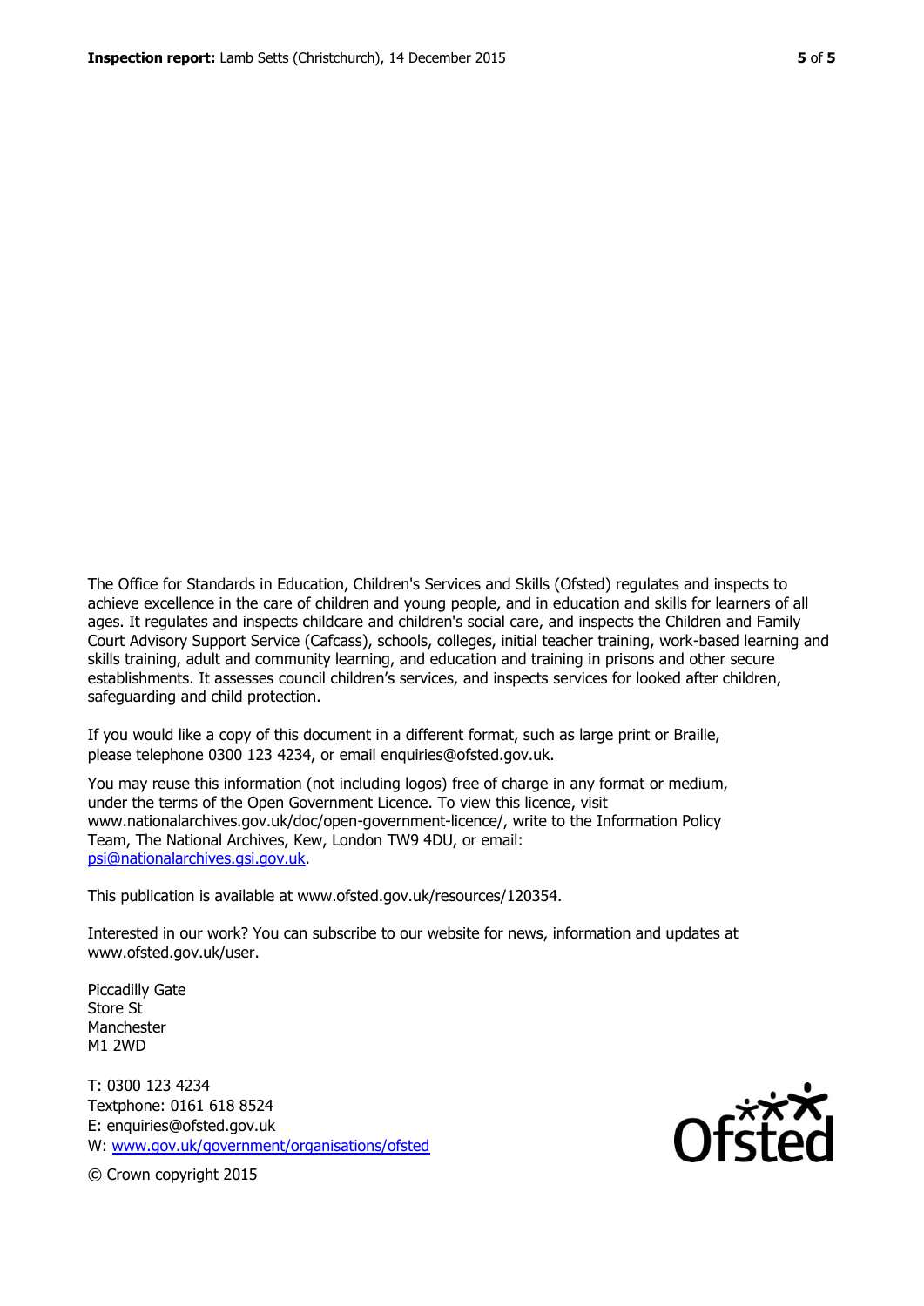The Office for Standards in Education, Children's Services and Skills (Ofsted) regulates and inspects to achieve excellence in the care of children and young people, and in education and skills for learners of all ages. It regulates and inspects childcare and children's social care, and inspects the Children and Family Court Advisory Support Service (Cafcass), schools, colleges, initial teacher training, work-based learning and skills training, adult and community learning, and education and training in prisons and other secure establishments. It assesses council children's services, and inspects services for looked after children, safeguarding and child protection.

If you would like a copy of this document in a different format, such as large print or Braille, please telephone 0300 123 4234, or email enquiries@ofsted.gov.uk.

You may reuse this information (not including logos) free of charge in any format or medium, under the terms of the Open Government Licence. To view this licence, visit www.nationalarchives.gov.uk/doc/open-government-licence/, write to the Information Policy Team, The National Archives, Kew, London TW9 4DU, or email: psi@nationalarchives.gsi.gov.uk.

This publication is available at www.ofsted.gov.uk/resources/120354.

Interested in our work? You can subscribe to our website for news, information and updates at www.ofsted.gov.uk/user.

Piccadilly Gate
Store St
Manchester
M1 2WD

T: 0300 123 4234
Textphone: 0161 618 8524
E: enquiries@ofsted.gov.uk
W: www.gov.uk/government/organisations/ofsted

© Crown copyright 2015